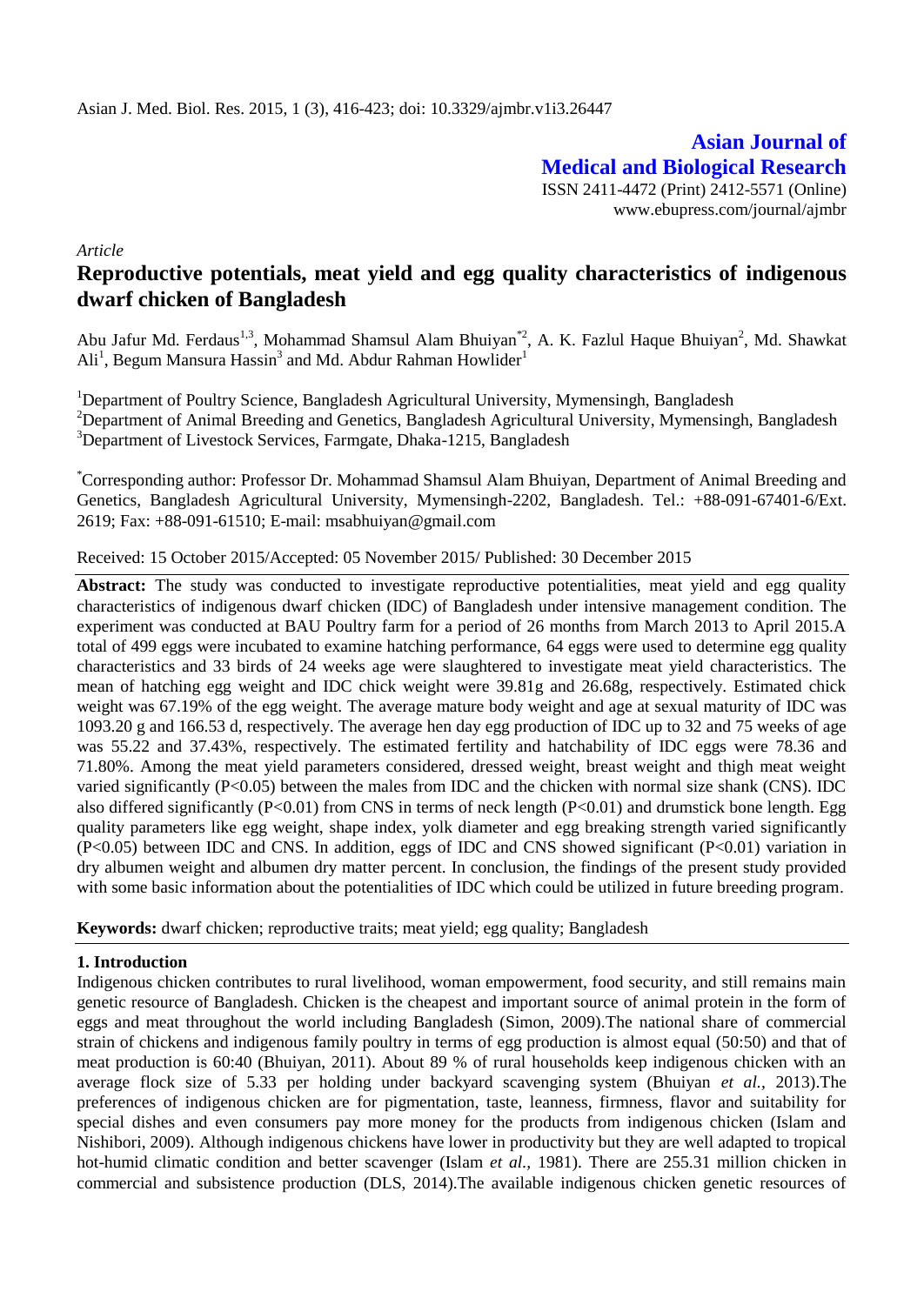# Asian Journal of Medical and Biological Research

ISSN 2411-4472 (Print) 2412-5571 (Online)
www.ebupress.com/journal/ajmbr

*Article*

## Reproductive potentials, meat yield and egg quality characteristics of indigenous dwarf chicken of Bangladesh

Abu Jafur Md. Ferdaus[1,3], Mohammad Shamsul Alam Bhuiyan[*2], A. K. Fazlul Haque Bhuiyan[2], Md. Shawkat Ali[1], Begum Mansura Hassin[3] and Md. Abdur Rahman Howlider[1]

[1]Department of Poultry Science, Bangladesh Agricultural University, Mymensingh, Bangladesh
[2]Department of Animal Breeding and Genetics, Bangladesh Agricultural University, Mymensingh, Bangladesh
[3]Department of Livestock Services, Farmgate, Dhaka-1215, Bangladesh

[*]Corresponding author: Professor Dr. Mohammad Shamsul Alam Bhuiyan, Department of Animal Breeding and Genetics, Bangladesh Agricultural University, Mymensingh-2202, Bangladesh. Tel.: +88-091-67401-6/Ext. 2619; Fax: +88-091-61510; E-mail: msabhuiyan@gmail.com

Received: 15 October 2015/Accepted: 05 November 2015/ Published: 30 December 2015

**Abstract:** The study was conducted to investigate reproductive potentialities, meat yield and egg quality characteristics of indigenous dwarf chicken (IDC) of Bangladesh under intensive management condition. The experiment was conducted at BAU Poultry farm for a period of 26 months from March 2013 to April 2015.A total of 499 eggs were incubated to examine hatching performance, 64 eggs were used to determine egg quality characteristics and 33 birds of 24 weeks age were slaughtered to investigate meat yield characteristics. The mean of hatching egg weight and IDC chick weight were 39.81g and 26.68g, respectively. Estimated chick weight was 67.19% of the egg weight. The average mature body weight and age at sexual maturity of IDC was 1093.20 g and 166.53 d, respectively. The average hen day egg production of IDC up to 32 and 75 weeks of age was 55.22 and 37.43%, respectively. The estimated fertility and hatchability of IDC eggs were 78.36 and 71.80%. Among the meat yield parameters considered, dressed weight, breast weight and thigh meat weight varied significantly ($P<0.05$) between the males from IDC and the chicken with normal size shank (CNS). IDC also differed significantly ($P<0.01$) from CNS in terms of neck length ($P<0.01$) and drumstick bone length. Egg quality parameters like egg weight, shape index, yolk diameter and egg breaking strength varied significantly ($P<0.05$) between IDC and CNS. In addition, eggs of IDC and CNS showed significant ($P<0.01$) variation in dry albumen weight and albumen dry matter percent. In conclusion, the findings of the present study provided with some basic information about the potentialities of IDC which could be utilized in future breeding program.

**Keywords:** dwarf chicken; reproductive traits; meat yield; egg quality; Bangladesh

### 1. Introduction

Indigenous chicken contributes to rural livelihood, woman empowerment, food security, and still remains main genetic resource of Bangladesh. Chicken is the cheapest and important source of animal protein in the form of eggs and meat throughout the world including Bangladesh (Simon, 2009).The national share of commercial strain of chickens and indigenous family poultry in terms of egg production is almost equal (50:50) and that of meat production is 60:40 (Bhuiyan, 2011). About 89 % of rural households keep indigenous chicken with an average flock size of 5.33 per holding under backyard scavenging system (Bhuiyan *et al.,* 2013).The preferences of indigenous chicken are for pigmentation, taste, leanness, firmness, flavor and suitability for special dishes and even consumers pay more money for the products from indigenous chicken (Islam and Nishibori, 2009). Although indigenous chickens have lower in productivity but they are well adapted to tropical hot-humid climatic condition and better scavenger (Islam *et al.,* 1981). There are 255.31 million chicken in commercial and subsistence production (DLS, 2014).The available indigenous chicken genetic resources of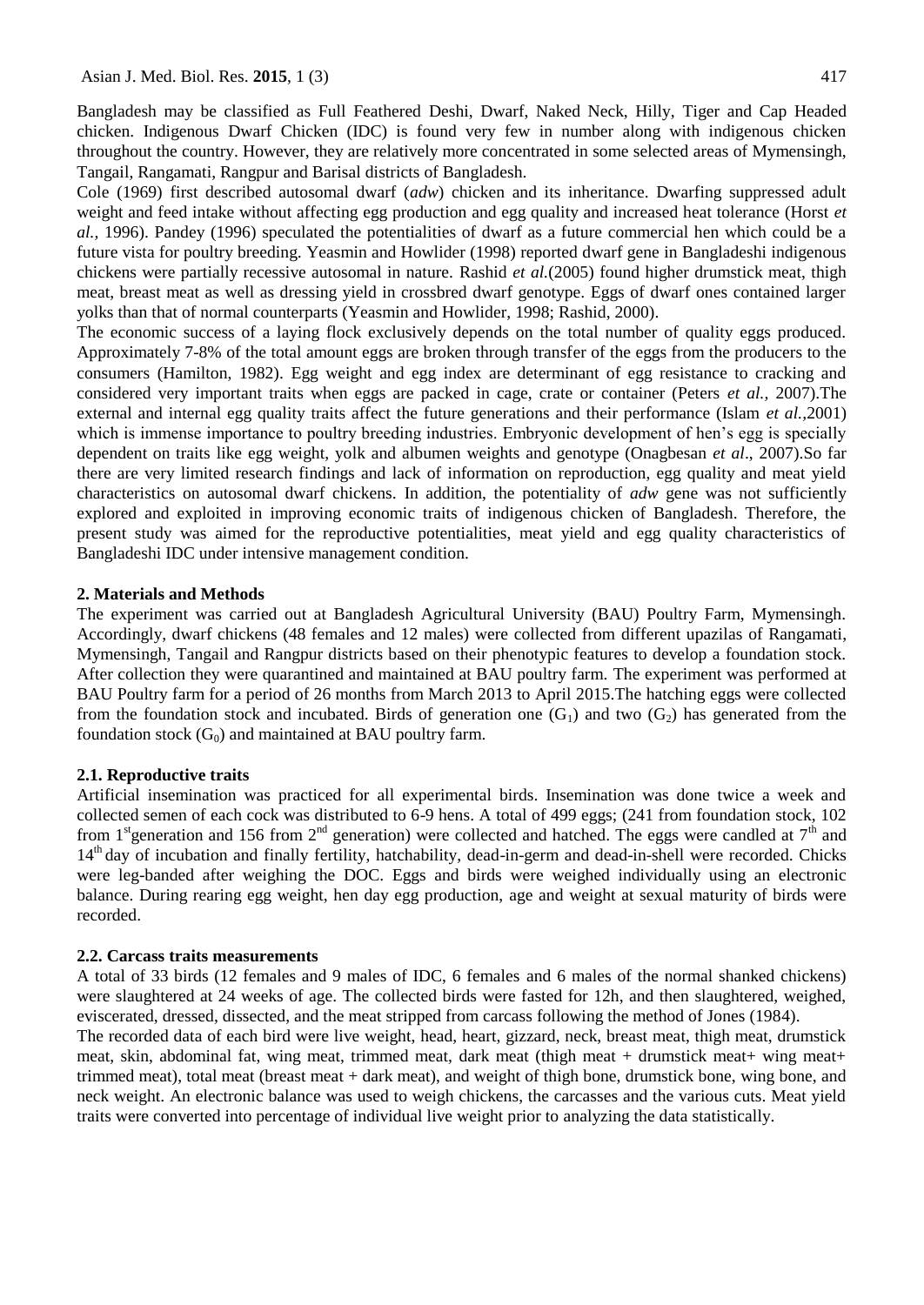Bangladesh may be classified as Full Feathered Deshi, Dwarf, Naked Neck, Hilly, Tiger and Cap Headed chicken. Indigenous Dwarf Chicken (IDC) is found very few in number along with indigenous chicken throughout the country. However, they are relatively more concentrated in some selected areas of Mymensingh, Tangail, Rangamati, Rangpur and Barisal districts of Bangladesh.

Cole (1969) first described autosomal dwarf (*adw*) chicken and its inheritance. Dwarfing suppressed adult weight and feed intake without affecting egg production and egg quality and increased heat tolerance (Horst *et al.,* 1996). Pandey (1996) speculated the potentialities of dwarf as a future commercial hen which could be a future vista for poultry breeding. Yeasmin and Howlider (1998) reported dwarf gene in Bangladeshi indigenous chickens were partially recessive autosomal in nature. Rashid *et al.*(2005) found higher drumstick meat, thigh meat, breast meat as well as dressing yield in crossbred dwarf genotype. Eggs of dwarf ones contained larger yolks than that of normal counterparts (Yeasmin and Howlider, 1998; Rashid, 2000).

The economic success of a laying flock exclusively depends on the total number of quality eggs produced. Approximately 7-8% of the total amount eggs are broken through transfer of the eggs from the producers to the consumers (Hamilton, 1982). Egg weight and egg index are determinant of egg resistance to cracking and considered very important traits when eggs are packed in cage, crate or container (Peters *et al.,* 2007).The external and internal egg quality traits affect the future generations and their performance (Islam *et al.,*2001) which is immense importance to poultry breeding industries. Embryonic development of hen's egg is specially dependent on traits like egg weight, yolk and albumen weights and genotype (Onagbesan *et al*., 2007).So far there are very limited research findings and lack of information on reproduction, egg quality and meat yield characteristics on autosomal dwarf chickens. In addition, the potentiality of *adw* gene was not sufficiently explored and exploited in improving economic traits of indigenous chicken of Bangladesh. Therefore, the present study was aimed for the reproductive potentialities, meat yield and egg quality characteristics of Bangladeshi IDC under intensive management condition.

## 2. Materials and Methods

The experiment was carried out at Bangladesh Agricultural University (BAU) Poultry Farm, Mymensingh. Accordingly, dwarf chickens (48 females and 12 males) were collected from different upazilas of Rangamati, Mymensingh, Tangail and Rangpur districts based on their phenotypic features to develop a foundation stock. After collection they were quarantined and maintained at BAU poultry farm. The experiment was performed at BAU Poultry farm for a period of 26 months from March 2013 to April 2015.The hatching eggs were collected from the foundation stock and incubated. Birds of generation one ($G_1$) and two ($G_2$) has generated from the foundation stock ($G_0$) and maintained at BAU poultry farm.

### 2.1. Reproductive traits

Artificial insemination was practiced for all experimental birds. Insemination was done twice a week and collected semen of each cock was distributed to 6-9 hens. A total of 499 eggs; (241 from foundation stock, 102 from 1st generation and 156 from 2nd generation) were collected and hatched. The eggs were candled at 7th and 14th day of incubation and finally fertility, hatchability, dead-in-germ and dead-in-shell were recorded. Chicks were leg-banded after weighing the DOC. Eggs and birds were weighed individually using an electronic balance. During rearing egg weight, hen day egg production, age and weight at sexual maturity of birds were recorded.

### 2.2. Carcass traits measurements

A total of 33 birds (12 females and 9 males of IDC, 6 females and 6 males of the normal shanked chickens) were slaughtered at 24 weeks of age. The collected birds were fasted for 12h, and then slaughtered, weighed, eviscerated, dressed, dissected, and the meat stripped from carcass following the method of Jones (1984).

The recorded data of each bird were live weight, head, heart, gizzard, neck, breast meat, thigh meat, drumstick meat, skin, abdominal fat, wing meat, trimmed meat, dark meat (thigh meat + drumstick meat+ wing meat+ trimmed meat), total meat (breast meat + dark meat), and weight of thigh bone, drumstick bone, wing bone, and neck weight. An electronic balance was used to weigh chickens, the carcasses and the various cuts. Meat yield traits were converted into percentage of individual live weight prior to analyzing the data statistically.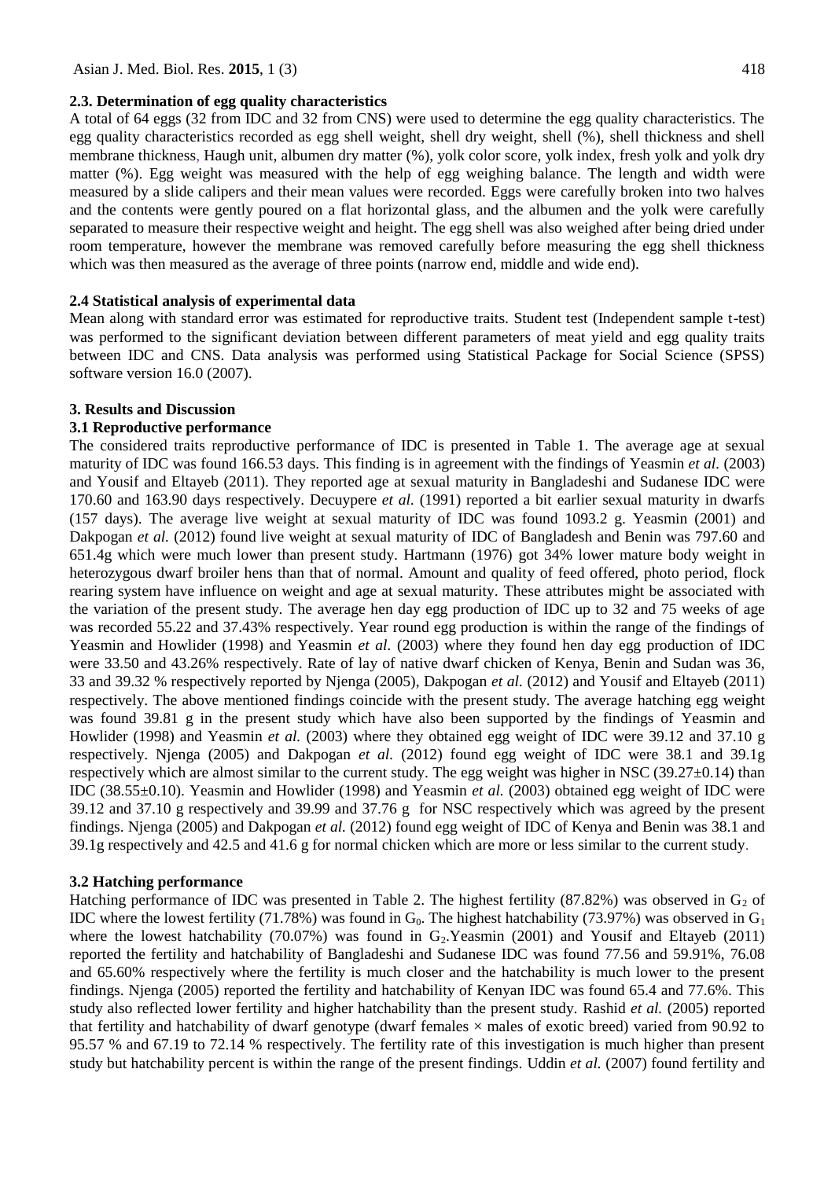### 2.3. Determination of egg quality characteristics

A total of 64 eggs (32 from IDC and 32 from CNS) were used to determine the egg quality characteristics. The egg quality characteristics recorded as egg shell weight, shell dry weight, shell (%), shell thickness and shell membrane thickness, Haugh unit, albumen dry matter (%), yolk color score, yolk index, fresh yolk and yolk dry matter (%). Egg weight was measured with the help of egg weighing balance. The length and width were measured by a slide calipers and their mean values were recorded. Eggs were carefully broken into two halves and the contents were gently poured on a flat horizontal glass, and the albumen and the yolk were carefully separated to measure their respective weight and height. The egg shell was also weighed after being dried under room temperature, however the membrane was removed carefully before measuring the egg shell thickness which was then measured as the average of three points (narrow end, middle and wide end).

### 2.4 Statistical analysis of experimental data

Mean along with standard error was estimated for reproductive traits. Student test (Independent sample t-test) was performed to the significant deviation between different parameters of meat yield and egg quality traits between IDC and CNS. Data analysis was performed using Statistical Package for Social Science (SPSS) software version 16.0 (2007).

## 3. Results and Discussion

### 3.1 Reproductive performance

The considered traits reproductive performance of IDC is presented in Table 1. The average age at sexual maturity of IDC was found 166.53 days. This finding is in agreement with the findings of Yeasmin *et al.* (2003) and Yousif and Eltayeb (2011). They reported age at sexual maturity in Bangladeshi and Sudanese IDC were 170.60 and 163.90 days respectively. Decuypere *et al.* (1991) reported a bit earlier sexual maturity in dwarfs (157 days). The average live weight at sexual maturity of IDC was found 1093.2 g. Yeasmin (2001) and Dakpogan *et al.* (2012) found live weight at sexual maturity of IDC of Bangladesh and Benin was 797.60 and 651.4g which were much lower than present study. Hartmann (1976) got 34% lower mature body weight in heterozygous dwarf broiler hens than that of normal. Amount and quality of feed offered, photo period, flock rearing system have influence on weight and age at sexual maturity. These attributes might be associated with the variation of the present study. The average hen day egg production of IDC up to 32 and 75 weeks of age was recorded 55.22 and 37.43% respectively. Year round egg production is within the range of the findings of Yeasmin and Howlider (1998) and Yeasmin *et al.* (2003) where they found hen day egg production of IDC were 33.50 and 43.26% respectively. Rate of lay of native dwarf chicken of Kenya, Benin and Sudan was 36, 33 and 39.32 % respectively reported by Njenga (2005), Dakpogan *et al.* (2012) and Yousif and Eltayeb (2011) respectively. The above mentioned findings coincide with the present study. The average hatching egg weight was found 39.81 g in the present study which have also been supported by the findings of Yeasmin and Howlider (1998) and Yeasmin *et al.* (2003) where they obtained egg weight of IDC were 39.12 and 37.10 g respectively. Njenga (2005) and Dakpogan *et al.* (2012) found egg weight of IDC were 38.1 and 39.1g respectively which are almost similar to the current study. The egg weight was higher in NSC (39.27±0.14) than IDC (38.55±0.10). Yeasmin and Howlider (1998) and Yeasmin *et al.* (2003) obtained egg weight of IDC were 39.12 and 37.10 g respectively and 39.99 and 37.76 g for NSC respectively which was agreed by the present findings. Njenga (2005) and Dakpogan *et al.* (2012) found egg weight of IDC of Kenya and Benin was 38.1 and 39.1g respectively and 42.5 and 41.6 g for normal chicken which are more or less similar to the current study.

### 3.2 Hatching performance

Hatching performance of IDC was presented in Table 2. The highest fertility (87.82%) was observed in $G_2$ of IDC where the lowest fertility (71.78%) was found in $G_0$. The highest hatchability (73.97%) was observed in $G_1$ where the lowest hatchability (70.07%) was found in $G_2$.Yeasmin (2001) and Yousif and Eltayeb (2011) reported the fertility and hatchability of Bangladeshi and Sudanese IDC was found 77.56 and 59.91%, 76.08 and 65.60% respectively where the fertility is much closer and the hatchability is much lower to the present findings. Njenga (2005) reported the fertility and hatchability of Kenyan IDC was found 65.4 and 77.6%. This study also reflected lower fertility and higher hatchability than the present study. Rashid *et al.* (2005) reported that fertility and hatchability of dwarf genotype (dwarf females × males of exotic breed) varied from 90.92 to 95.57 % and 67.19 to 72.14 % respectively. The fertility rate of this investigation is much higher than present study but hatchability percent is within the range of the present findings. Uddin *et al.* (2007) found fertility and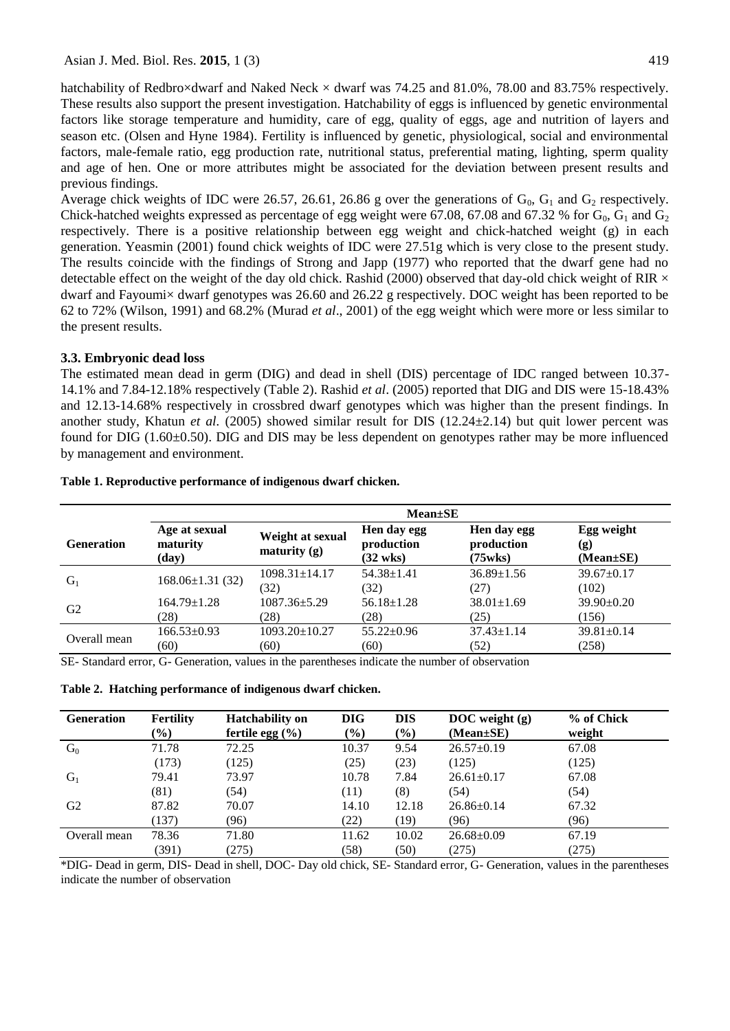hatchability of Redbro×dwarf and Naked Neck × dwarf was 74.25 and 81.0%, 78.00 and 83.75% respectively. These results also support the present investigation. Hatchability of eggs is influenced by genetic environmental factors like storage temperature and humidity, care of egg, quality of eggs, age and nutrition of layers and season etc. (Olsen and Hyne 1984). Fertility is influenced by genetic, physiological, social and environmental factors, male-female ratio, egg production rate, nutritional status, preferential mating, lighting, sperm quality and age of hen. One or more attributes might be associated for the deviation between present results and previous findings.

Average chick weights of IDC were 26.57, 26.61, 26.86 g over the generations of $G_0$, $G_1$ and $G_2$ respectively. Chick-hatched weights expressed as percentage of egg weight were 67.08, 67.08 and 67.32 % for $G_0$, $G_1$ and $G_2$ respectively. There is a positive relationship between egg weight and chick-hatched weight (g) in each generation. Yeasmin (2001) found chick weights of IDC were 27.51g which is very close to the present study. The results coincide with the findings of Strong and Japp (1977) who reported that the dwarf gene had no detectable effect on the weight of the day old chick. Rashid (2000) observed that day-old chick weight of RIR × dwarf and Fayoumi× dwarf genotypes was 26.60 and 26.22 g respectively. DOC weight has been reported to be 62 to 72% (Wilson, 1991) and 68.2% (Murad *et al*., 2001) of the egg weight which were more or less similar to the present results.

### 3.3. Embryonic dead loss

The estimated mean dead in germ (DIG) and dead in shell (DIS) percentage of IDC ranged between 10.37-14.1% and 7.84-12.18% respectively (Table 2). Rashid *et al*. (2005) reported that DIG and DIS were 15-18.43% and 12.13-14.68% respectively in crossbred dwarf genotypes which was higher than the present findings. In another study, Khatun *et al.* (2005) showed similar result for DIS (12.24±2.14) but quit lower percent was found for DIG (1.60±0.50). DIG and DIS may be less dependent on genotypes rather may be more influenced by management and environment.

**Table 1. Reproductive performance of indigenous dwarf chicken.**

| Generation | Mean±SE | | | | |
|---|---|---|---|---|---|
| | Age at sexual maturity (day) | Weight at sexual maturity (g) | Hen day egg production (32 wks) | Hen day egg production (75wks) | Egg weight (g) (Mean±SE) |
| $G_1$ | 168.06±1.31 (32) | 1098.31±14.17 (32) | 54.38±1.41 (32) | 36.89±1.56 (27) | 39.67±0.17 (102) |
| G2 | 164.79±1.28 (28) | 1087.36±5.29 (28) | 56.18±1.28 (28) | 38.01±1.69 (25) | 39.90±0.20 (156) |
| Overall mean | 166.53±0.93 (60) | 1093.20±10.27 (60) | 55.22±0.96 (60) | 37.43±1.14 (52) | 39.81±0.14 (258) |

SE- Standard error, G- Generation, values in the parentheses indicate the number of observation

**Table 2. Hatching performance of indigenous dwarf chicken.**

| Generation | Fertility (%) | Hatchability on fertile egg (%) | DIG (%) | DIS (%) | DOC weight (g) (Mean±SE) | % of Chick weight |
|---|---|---|---|---|---|---|
| $G_0$ | 71.78 (173) | 72.25 (125) | 10.37 (25) | 9.54 (23) | 26.57±0.19 (125) | 67.08 (125) |
| $G_1$ | 79.41 (81) | 73.97 (54) | 10.78 (11) | 7.84 (8) | 26.61±0.17 (54) | 67.08 (54) |
| G2 | 87.82 (137) | 70.07 (96) | 14.10 (22) | 12.18 (19) | 26.86±0.14 (96) | 67.32 (96) |
| Overall mean | 78.36 (391) | 71.80 (275) | 11.62 (58) | 10.02 (50) | 26.68±0.09 (275) | 67.19 (275) |

*DIG- Dead in germ, DIS- Dead in shell, DOC- Day old chick, SE- Standard error, G- Generation, values in the parentheses indicate the number of observation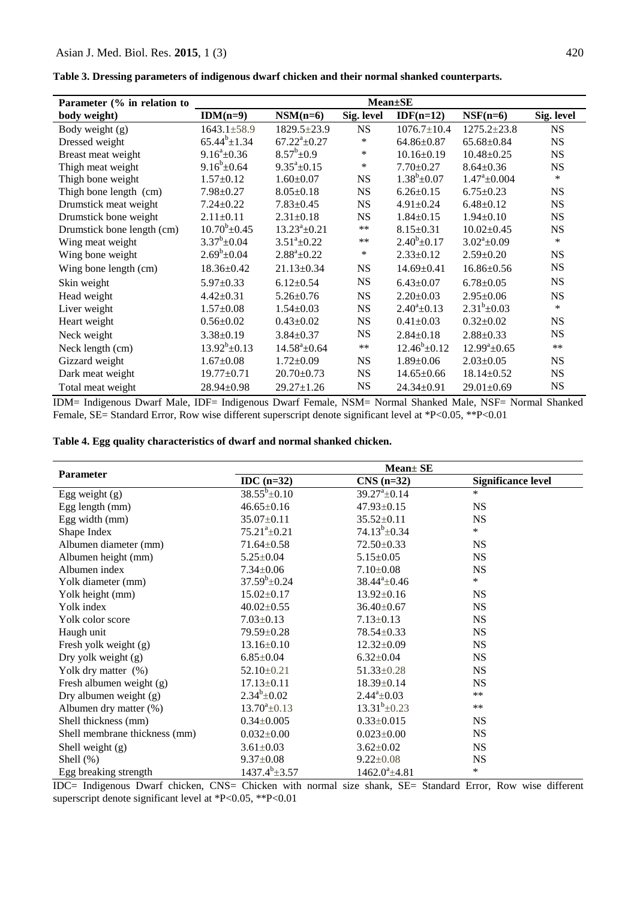**Table 3. Dressing parameters of indigenous dwarf chicken and their normal shanked counterparts.**

| Parameter (% in relation to body weight) | Mean±SE | | | | | |
|---|---|---|---|---|---|---|
| | IDM(n=9) | NSM(n=6) | Sig. level | IDF(n=12) | NSF(n=6) | Sig. level |
| Body weight (g) | 1643.1±58.9 | 1829.5±23.9 | NS | 1076.7±10.4 | 1275.2±23.8 | NS |
| Dressed weight | $65.44^b$±1.34 | $67.22^a$±0.27 | * | 64.86±0.87 | 65.68±0.84 | NS |
| Breast meat weight | $9.16^a$±0.36 | $8.57^b$±0.9 | * | 10.16±0.19 | 10.48±0.25 | NS |
| Thigh meat weight | $9.16^b$±0.64 | $9.35^a$±0.15 | * | 7.70±0.27 | 8.64±0.36 | NS |
| Thigh bone weight | 1.57±0.12 | 1.60±0.07 | NS | $1.38^b$±0.07 | $1.47^a$±0.004 | * |
| Thigh bone length (cm) | 7.98±0.27 | 8.05±0.18 | NS | 6.26±0.15 | 6.75±0.23 | NS |
| Drumstick meat weight | 7.24±0.22 | 7.83±0.45 | NS | 4.91±0.24 | 6.48±0.12 | NS |
| Drumstick bone weight | 2.11±0.11 | 2.31±0.18 | NS | 1.84±0.15 | 1.94±0.10 | NS |
| Drumstick bone length (cm) | $10.70^b$±0.45 | $13.23^a$±0.21 | ** | 8.15±0.31 | 10.02±0.45 | NS |
| Wing meat weight | $3.37^b$±0.04 | $3.51^a$±0.22 | ** | $2.40^b$±0.17 | $3.02^a$±0.09 | * |
| Wing bone weight | $2.69^b$±0.04 | $2.88^a$±0.22 | * | 2.33±0.12 | 2.59±0.20 | NS |
| Wing bone length (cm) | 18.36±0.42 | 21.13±0.34 | NS | 14.69±0.41 | 16.86±0.56 | NS |
| Skin weight | 5.97±0.33 | 6.12±0.54 | NS | 6.43±0.07 | 6.78±0.05 | NS |
| Head weight | 4.42±0.31 | 5.26±0.76 | NS | 2.20±0.03 | 2.95±0.06 | NS |
| Liver weight | 1.57±0.08 | 1.54±0.03 | NS | $2.40^a$±0.13 | $2.31^b$±0.03 | * |
| Heart weight | 0.56±0.02 | 0.43±0.02 | NS | 0.41±0.03 | 0.32±0.02 | NS |
| Neck weight | 3.38±0.19 | 3.84±0.37 | NS | 2.84±0.18 | 2.88±0.33 | NS |
| Neck length (cm) | $13.92^b$±0.13 | $14.58^a$±0.64 | ** | $12.46^b$±0.12 | $12.99^a$±0.65 | ** |
| Gizzard weight | 1.67±0.08 | 1.72±0.09 | NS | 1.89±0.06 | 2.03±0.05 | NS |
| Dark meat weight | 19.77±0.71 | 20.70±0.73 | NS | 14.65±0.66 | 18.14±0.52 | NS |
| Total meat weight | 28.94±0.98 | 29.27±1.26 | NS | 24.34±0.91 | 29.01±0.69 | NS |

IDM= Indigenous Dwarf Male, IDF= Indigenous Dwarf Female, NSM= Normal Shanked Male, NSF= Normal Shanked Female, SE= Standard Error, Row wise different superscript denote significant level at *P<0.05, **P<0.01

**Table 4. Egg quality characteristics of dwarf and normal shanked chicken.**

| Parameter | Mean± SE | | |
|---|---|---|---|
| | IDC (n=32) | CNS (n=32) | Significance level |
| Egg weight (g) | $38.55^b$±0.10 | $39.27^a$±0.14 | * |
| Egg length (mm) | 46.65±0.16 | 47.93±0.15 | NS |
| Egg width (mm) | 35.07±0.11 | 35.52±0.11 | NS |
| Shape Index | $75.21^a$±0.21 | $74.13^b$±0.34 | * |
| Albumen diameter (mm) | 71.64±0.58 | 72.50±0.33 | NS |
| Albumen height (mm) | 5.25±0.04 | 5.15±0.05 | NS |
| Albumen index | 7.34±0.06 | 7.10±0.08 | NS |
| Yolk diameter (mm) | $37.59^b$±0.24 | $38.44^a$±0.46 | * |
| Yolk height (mm) | 15.02±0.17 | 13.92±0.16 | NS |
| Yolk index | 40.02±0.55 | 36.40±0.67 | NS |
| Yolk color score | 7.03±0.13 | 7.13±0.13 | NS |
| Haugh unit | 79.59±0.28 | 78.54±0.33 | NS |
| Fresh yolk weight (g) | 13.16±0.10 | 12.32±0.09 | NS |
| Dry yolk weight (g) | 6.85±0.04 | 6.32±0.04 | NS |
| Yolk dry matter (%) | 52.10±0.21 | 51.33±0.28 | NS |
| Fresh albumen weight (g) | 17.13±0.11 | 18.39±0.14 | NS |
| Dry albumen weight (g) | $2.34^b$±0.02 | $2.44^a$±0.03 | ** |
| Albumen dry matter (%) | $13.70^a$±0.13 | $13.31^b$±0.23 | ** |
| Shell thickness (mm) | 0.34±0.005 | 0.33±0.015 | NS |
| Shell membrane thickness (mm) | 0.032±0.00 | 0.023±0.00 | NS |
| Shell weight (g) | 3.61±0.03 | 3.62±0.02 | NS |
| Shell (%) | 9.37±0.08 | 9.22±0.08 | NS |
| Egg breaking strength | $1437.4^b$±3.57 | $1462.0^a$±4.81 | * |

IDC= Indigenous Dwarf chicken, CNS= Chicken with normal size shank, SE= Standard Error, Row wise different superscript denote significant level at *P<0.05, **P<0.01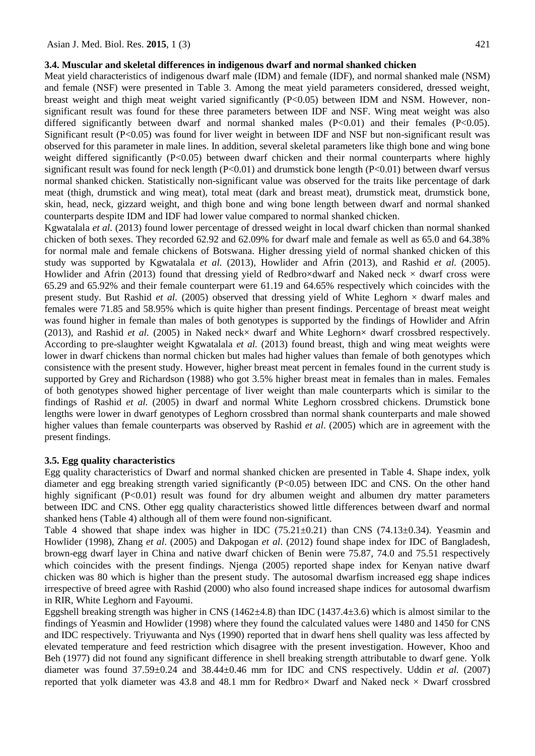### 3.4. Muscular and skeletal differences in indigenous dwarf and normal shanked chicken

Meat yield characteristics of indigenous dwarf male (IDM) and female (IDF), and normal shanked male (NSM) and female (NSF) were presented in Table 3. Among the meat yield parameters considered, dressed weight, breast weight and thigh meat weight varied significantly ($P<0.05$) between IDM and NSM. However, non-significant result was found for these three parameters between IDF and NSF. Wing meat weight was also differed significantly between dwarf and normal shanked males ($P<0.01$) and their females ($P<0.05$). Significant result ($P<0.05$) was found for liver weight in between IDF and NSF but non-significant result was observed for this parameter in male lines. In addition, several skeletal parameters like thigh bone and wing bone weight differed significantly ($P<0.05$) between dwarf chicken and their normal counterparts where highly significant result was found for neck length ($P<0.01$) and drumstick bone length ($P<0.01$) between dwarf versus normal shanked chicken. Statistically non-significant value was observed for the traits like percentage of dark meat (thigh, drumstick and wing meat), total meat (dark and breast meat), drumstick meat, drumstick bone, skin, head, neck, gizzard weight, and thigh bone and wing bone length between dwarf and normal shanked counterparts despite IDM and IDF had lower value compared to normal shanked chicken.

Kgwatalala *et al.* (2013) found lower percentage of dressed weight in local dwarf chicken than normal shanked chicken of both sexes. They recorded 62.92 and 62.09% for dwarf male and female as well as 65.0 and 64.38% for normal male and female chickens of Botswana. Higher dressing yield of normal shanked chicken of this study was supported by Kgwatalala *et al.* (2013), Howlider and Afrin (2013), and Rashid *et al.* (2005). Howlider and Afrin (2013) found that dressing yield of Redbro×dwarf and Naked neck × dwarf cross were 65.29 and 65.92% and their female counterpart were 61.19 and 64.65% respectively which coincides with the present study. But Rashid *et al.* (2005) observed that dressing yield of White Leghorn × dwarf males and females were 71.85 and 58.95% which is quite higher than present findings. Percentage of breast meat weight was found higher in female than males of both genotypes is supported by the findings of Howlider and Afrin (2013), and Rashid *et al.* (2005) in Naked neck× dwarf and White Leghorn× dwarf crossbred respectively. According to pre-slaughter weight Kgwatalala *et al.* (2013) found breast, thigh and wing meat weights were lower in dwarf chickens than normal chicken but males had higher values than female of both genotypes which consistence with the present study. However, higher breast meat percent in females found in the current study is supported by Grey and Richardson (1988) who got 3.5% higher breast meat in females than in males. Females of both genotypes showed higher percentage of liver weight than male counterparts which is similar to the findings of Rashid *et al.* (2005) in dwarf and normal White Leghorn crossbred chickens. Drumstick bone lengths were lower in dwarf genotypes of Leghorn crossbred than normal shank counterparts and male showed higher values than female counterparts was observed by Rashid *et al*. (2005) which are in agreement with the present findings.

### 3.5. Egg quality characteristics

Egg quality characteristics of Dwarf and normal shanked chicken are presented in Table 4. Shape index, yolk diameter and egg breaking strength varied significantly ($P<0.05$) between IDC and CNS. On the other hand highly significant ($P<0.01$) result was found for dry albumen weight and albumen dry matter parameters between IDC and CNS. Other egg quality characteristics showed little differences between dwarf and normal shanked hens (Table 4) although all of them were found non-significant.

Table 4 showed that shape index was higher in IDC (75.21±0.21) than CNS (74.13±0.34). Yeasmin and Howlider (1998), Zhang *et al*. (2005) and Dakpogan *et al*. (2012) found shape index for IDC of Bangladesh, brown-egg dwarf layer in China and native dwarf chicken of Benin were 75.87, 74.0 and 75.51 respectively which coincides with the present findings. Njenga (2005) reported shape index for Kenyan native dwarf chicken was 80 which is higher than the present study. The autosomal dwarfism increased egg shape indices irrespective of breed agree with Rashid (2000) who also found increased shape indices for autosomal dwarfism in RIR, White Leghorn and Fayoumi.

Eggshell breaking strength was higher in CNS (1462±4.8) than IDC (1437.4±3.6) which is almost similar to the findings of Yeasmin and Howlider (1998) where they found the calculated values were 1480 and 1450 for CNS and IDC respectively. Triyuwanta and Nys (1990) reported that in dwarf hens shell quality was less affected by elevated temperature and feed restriction which disagree with the present investigation. However, Khoo and Beh (1977) did not found any significant difference in shell breaking strength attributable to dwarf gene. Yolk diameter was found 37.59±0.24 and 38.44±0.46 mm for IDC and CNS respectively. Uddin *et al.* (2007) reported that yolk diameter was 43.8 and 48.1 mm for Redbro× Dwarf and Naked neck × Dwarf crossbred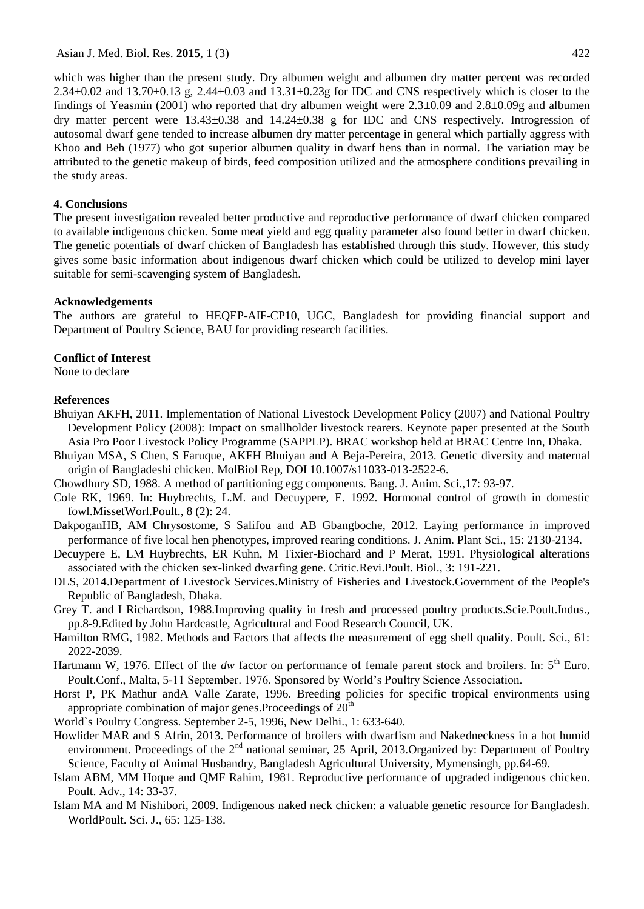which was higher than the present study. Dry albumen weight and albumen dry matter percent was recorded 2.34±0.02 and 13.70±0.13 g, 2.44±0.03 and 13.31±0.23g for IDC and CNS respectively which is closer to the findings of Yeasmin (2001) who reported that dry albumen weight were 2.3±0.09 and 2.8±0.09g and albumen dry matter percent were 13.43±0.38 and 14.24±0.38 g for IDC and CNS respectively. Introgression of autosomal dwarf gene tended to increase albumen dry matter percentage in general which partially aggress with Khoo and Beh (1977) who got superior albumen quality in dwarf hens than in normal. The variation may be attributed to the genetic makeup of birds, feed composition utilized and the atmosphere conditions prevailing in the study areas.

## 4. Conclusions

The present investigation revealed better productive and reproductive performance of dwarf chicken compared to available indigenous chicken. Some meat yield and egg quality parameter also found better in dwarf chicken. The genetic potentials of dwarf chicken of Bangladesh has established through this study. However, this study gives some basic information about indigenous dwarf chicken which could be utilized to develop mini layer suitable for semi-scavenging system of Bangladesh.

## Acknowledgements

The authors are grateful to HEQEP-AIF-CP10, UGC, Bangladesh for providing financial support and Department of Poultry Science, BAU for providing research facilities.

## Conflict of Interest

None to declare

## References

Bhuiyan AKFH, 2011. Implementation of National Livestock Development Policy (2007) and National Poultry Development Policy (2008): Impact on smallholder livestock rearers. Keynote paper presented at the South Asia Pro Poor Livestock Policy Programme (SAPPLP). BRAC workshop held at BRAC Centre Inn, Dhaka.

Bhuiyan MSA, S Chen, S Faruque, AKFH Bhuiyan and A Beja-Pereira, 2013. Genetic diversity and maternal origin of Bangladeshi chicken. MolBiol Rep, DOI 10.1007/s11033-013-2522-6.

Chowdhury SD, 1988. A method of partitioning egg components. Bang. J. Anim. Sci.,17: 93-97.

Cole RK, 1969. In: Huybrechts, L.M. and Decuypere, E. 1992. Hormonal control of growth in domestic fowl.MissetWorl.Poult., 8 (2): 24.

DakpoganHB, AM Chrysostome, S Salifou and AB Gbangboche, 2012. Laying performance in improved performance of five local hen phenotypes, improved rearing conditions. J. Anim. Plant Sci., 15: 2130-2134.

Decuypere E, LM Huybrechts, ER Kuhn, M Tixier-Biochard and P Merat, 1991. Physiological alterations associated with the chicken sex-linked dwarfing gene. Critic.Revi.Poult. Biol., 3: 191-221.

DLS, 2014.Department of Livestock Services.Ministry of Fisheries and Livestock.Government of the People's Republic of Bangladesh, Dhaka.

Grey T. and I Richardson, 1988.Improving quality in fresh and processed poultry products.Scie.Poult.Indus., pp.8-9.Edited by John Hardcastle, Agricultural and Food Research Council, UK.

Hamilton RMG, 1982. Methods and Factors that affects the measurement of egg shell quality. Poult. Sci., 61: 2022-2039.

Hartmann W, 1976. Effect of the *dw* factor on performance of female parent stock and broilers. In: 5th Euro. Poult.Conf., Malta, 5-11 September. 1976. Sponsored by World's Poultry Science Association.

Horst P, PK Mathur andA Valle Zarate, 1996. Breeding policies for specific tropical environments using appropriate combination of major genes.Proceedings of 20th World`s Poultry Congress. September 2-5, 1996, New Delhi., 1: 633-640.

Howlider MAR and S Afrin, 2013. Performance of broilers with dwarfism and Nakedneckness in a hot humid environment. Proceedings of the 2nd national seminar, 25 April, 2013.Organized by: Department of Poultry Science, Faculty of Animal Husbandry, Bangladesh Agricultural University, Mymensingh, pp.64-69.

Islam ABM, MM Hoque and QMF Rahim, 1981. Reproductive performance of upgraded indigenous chicken. Poult. Adv., 14: 33-37.

Islam MA and M Nishibori, 2009. Indigenous naked neck chicken: a valuable genetic resource for Bangladesh. WorldPoult. Sci. J., 65: 125-138.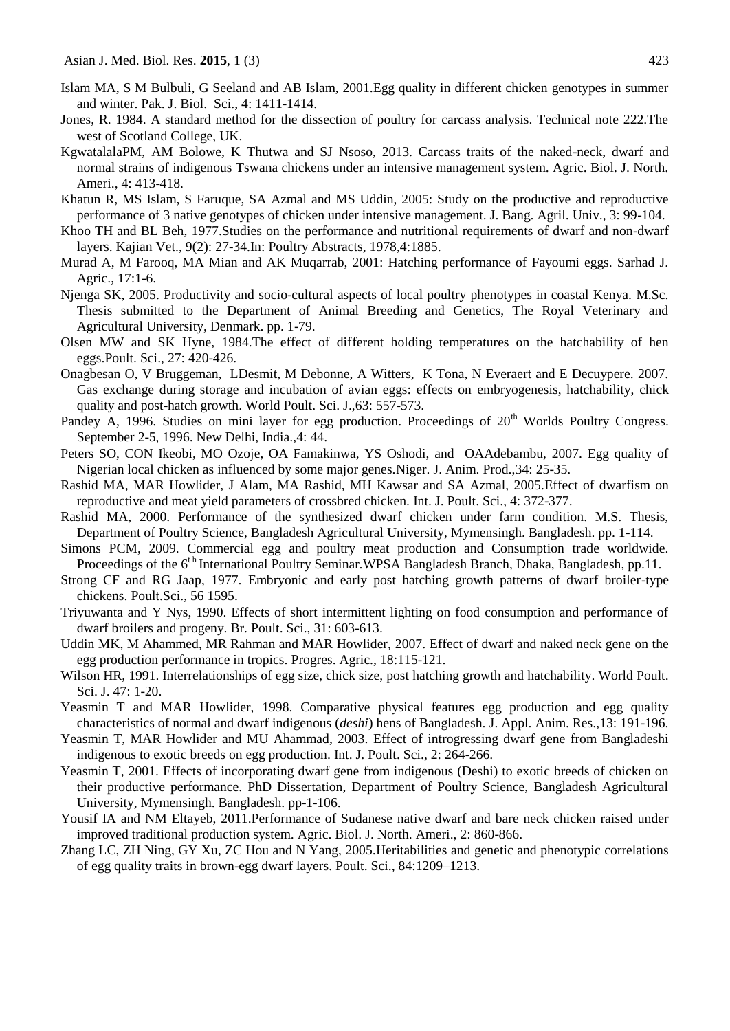Islam MA, S M Bulbuli, G Seeland and AB Islam, 2001.Egg quality in different chicken genotypes in summer and winter. Pak. J. Biol. Sci., 4: 1411-1414.

Jones, R. 1984. A standard method for the dissection of poultry for carcass analysis. Technical note 222.The west of Scotland College, UK.

KgwatalalaPM, AM Bolowe, K Thutwa and SJ Nsoso, 2013. Carcass traits of the naked-neck, dwarf and normal strains of indigenous Tswana chickens under an intensive management system. Agric. Biol. J. North. Ameri., 4: 413-418.

Khatun R, MS Islam, S Faruque, SA Azmal and MS Uddin, 2005: Study on the productive and reproductive performance of 3 native genotypes of chicken under intensive management. J. Bang. Agril. Univ., 3: 99-104.

Khoo TH and BL Beh, 1977.Studies on the performance and nutritional requirements of dwarf and non-dwarf layers. Kajian Vet., 9(2): 27-34.In: Poultry Abstracts, 1978,4:1885.

Murad A, M Farooq, MA Mian and AK Muqarrab, 2001: Hatching performance of Fayoumi eggs. Sarhad J. Agric., 17:1-6.

Njenga SK, 2005. Productivity and socio-cultural aspects of local poultry phenotypes in coastal Kenya. M.Sc. Thesis submitted to the Department of Animal Breeding and Genetics, The Royal Veterinary and Agricultural University, Denmark. pp. 1-79.

Olsen MW and SK Hyne, 1984.The effect of different holding temperatures on the hatchability of hen eggs.Poult. Sci., 27: 420-426.

Onagbesan O, V Bruggeman, LDesmit, M Debonne, A Witters, K Tona, N Everaert and E Decuypere. 2007. Gas exchange during storage and incubation of avian eggs: effects on embryogenesis, hatchability, chick quality and post-hatch growth. World Poult. Sci. J.,63: 557-573.

Pandey A, 1996. Studies on mini layer for egg production. Proceedings of 20th Worlds Poultry Congress. September 2-5, 1996. New Delhi, India.,4: 44.

Peters SO, CON Ikeobi, MO Ozoje, OA Famakinwa, YS Oshodi, and OAAdebambu, 2007. Egg quality of Nigerian local chicken as influenced by some major genes.Niger. J. Anim. Prod.,34: 25-35.

Rashid MA, MAR Howlider, J Alam, MA Rashid, MH Kawsar and SA Azmal, 2005.Effect of dwarfism on reproductive and meat yield parameters of crossbred chicken. Int. J. Poult. Sci., 4: 372-377.

Rashid MA, 2000. Performance of the synthesized dwarf chicken under farm condition. M.S. Thesis, Department of Poultry Science, Bangladesh Agricultural University, Mymensingh. Bangladesh. pp. 1-114.

Simons PCM, 2009. Commercial egg and poultry meat production and Consumption trade worldwide. Proceedings of the 6th International Poultry Seminar.WPSA Bangladesh Branch, Dhaka, Bangladesh, pp.11.

Strong CF and RG Jaap, 1977. Embryonic and early post hatching growth patterns of dwarf broiler-type chickens. Poult.Sci., 56 1595.

Triyuwanta and Y Nys, 1990. Effects of short intermittent lighting on food consumption and performance of dwarf broilers and progeny. Br. Poult. Sci., 31: 603-613.

Uddin MK, M Ahammed, MR Rahman and MAR Howlider, 2007. Effect of dwarf and naked neck gene on the egg production performance in tropics. Progres. Agric., 18:115-121.

Wilson HR, 1991. Interrelationships of egg size, chick size, post hatching growth and hatchability. World Poult. Sci. J. 47: 1-20.

Yeasmin T and MAR Howlider, 1998. Comparative physical features egg production and egg quality characteristics of normal and dwarf indigenous (*deshi*) hens of Bangladesh. J. Appl. Anim. Res.,13: 191-196.

Yeasmin T, MAR Howlider and MU Ahammad, 2003. Effect of introgressing dwarf gene from Bangladeshi indigenous to exotic breeds on egg production. Int. J. Poult. Sci., 2: 264-266.

Yeasmin T, 2001. Effects of incorporating dwarf gene from indigenous (Deshi) to exotic breeds of chicken on their productive performance. PhD Dissertation, Department of Poultry Science, Bangladesh Agricultural University, Mymensingh. Bangladesh. pp-1-106.

Yousif IA and NM Eltayeb, 2011.Performance of Sudanese native dwarf and bare neck chicken raised under improved traditional production system. Agric. Biol. J. North. Ameri., 2: 860-866.

Zhang LC, ZH Ning, GY Xu, ZC Hou and N Yang, 2005.Heritabilities and genetic and phenotypic correlations of egg quality traits in brown-egg dwarf layers. Poult. Sci., 84:1209–1213.